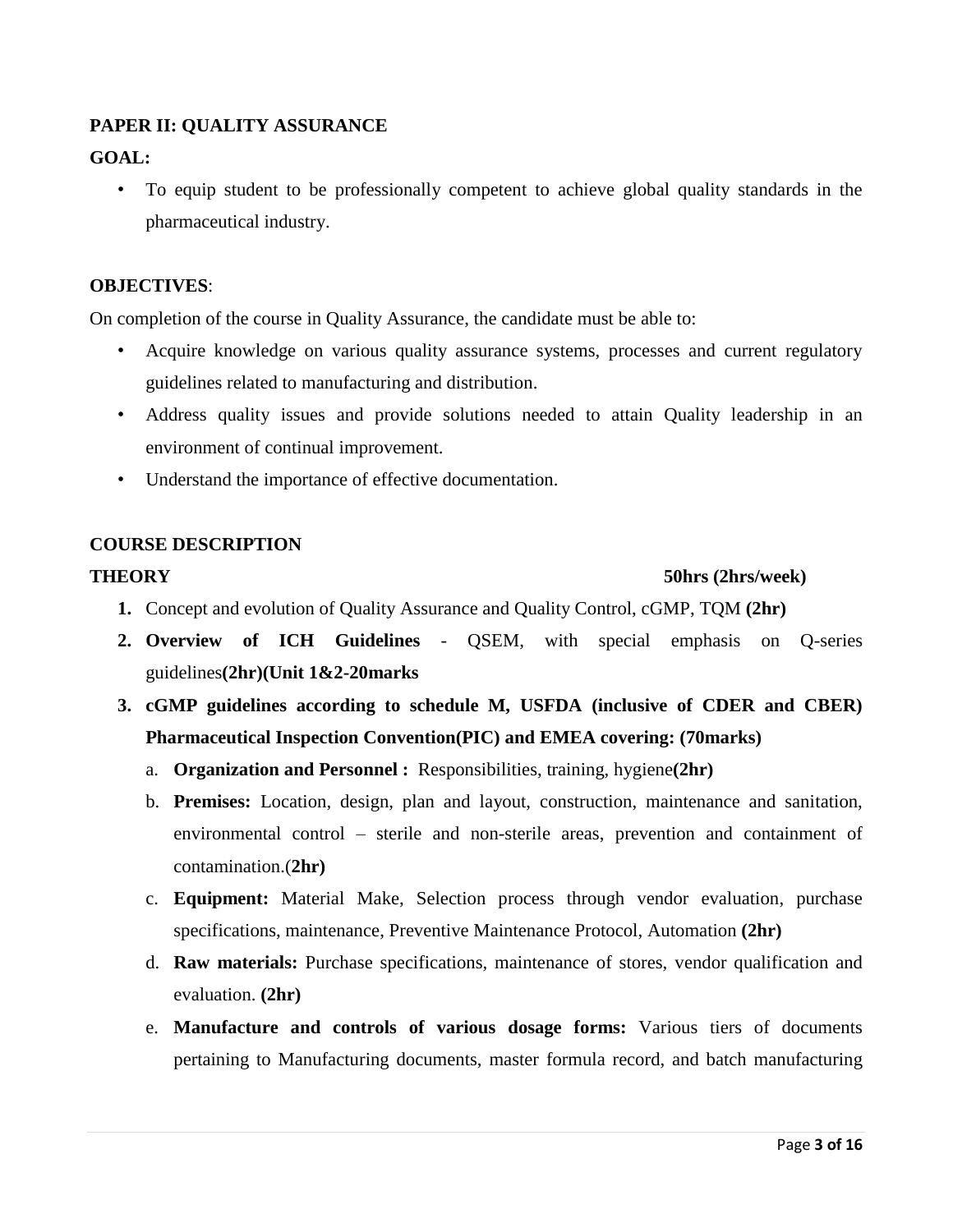## PAPER II: QUALITY ASSURANCE

**GOAL:**

- To equip student to be professionally competent to achieve global quality standards in the pharmaceutical industry.

**OBJECTIVES**:

On completion of the course in Quality Assurance, the candidate must be able to:

- Acquire knowledge on various quality assurance systems, processes and current regulatory guidelines related to manufacturing and distribution.
- Address quality issues and provide solutions needed to attain Quality leadership in an environment of continual improvement.
- Understand the importance of effective documentation.

**COURSE DESCRIPTION**

**THEORY** **50hrs (2hrs/week)**

1. Concept and evolution of Quality Assurance and Quality Control, cGMP, TQM **(2hr)**
2. **Overview of ICH Guidelines** - QSEM, with special emphasis on Q-series guidelines**(2hr)(Unit 1&2-20marks**
3. **cGMP guidelines according to schedule M, USFDA (inclusive of CDER and CBER) Pharmaceutical Inspection Convention(PIC) and EMEA covering: (70marks)**
   a. **Organization and Personnel :** Responsibilities, training, hygiene**(2hr)**
   b. **Premises:** Location, design, plan and layout, construction, maintenance and sanitation, environmental control – sterile and non-sterile areas, prevention and containment of contamination.(**2hr)**
   c. **Equipment:** Material Make, Selection process through vendor evaluation, purchase specifications, maintenance, Preventive Maintenance Protocol, Automation **(2hr)**
   d. **Raw materials:** Purchase specifications, maintenance of stores, vendor qualification and evaluation. **(2hr)**
   e. **Manufacture and controls of various dosage forms:** Various tiers of documents pertaining to Manufacturing documents, master formula record, and batch manufacturing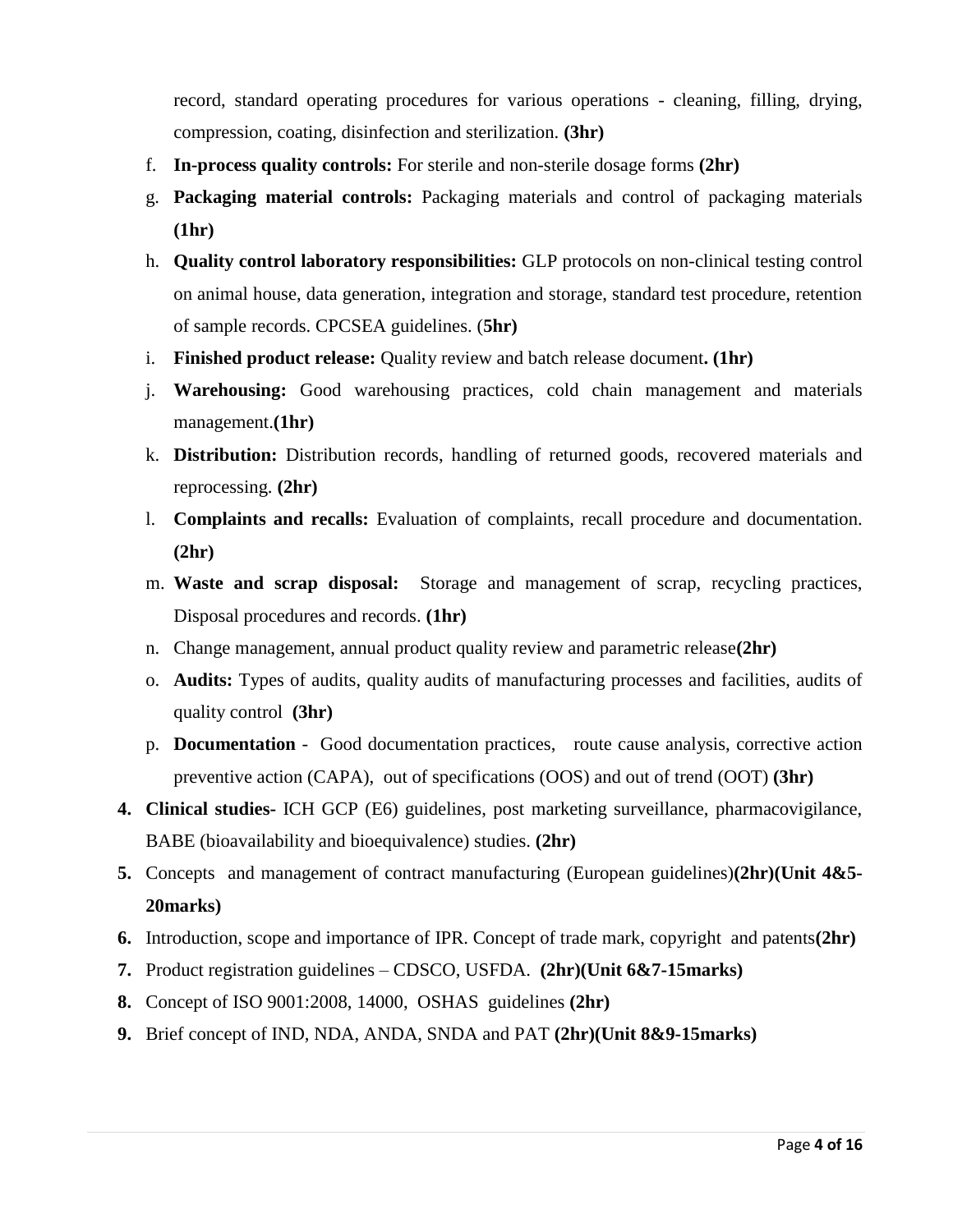record, standard operating procedures for various operations - cleaning, filling, drying, compression, coating, disinfection and sterilization. **(3hr)**

f. **In-process quality controls:** For sterile and non-sterile dosage forms **(2hr)**

g. **Packaging material controls:** Packaging materials and control of packaging materials **(1hr)**

h. **Quality control laboratory responsibilities:** GLP protocols on non-clinical testing control on animal house, data generation, integration and storage, standard test procedure, retention of sample records. CPCSEA guidelines. (**5hr)**

i. **Finished product release:** Quality review and batch release document**. (1hr)**

j. **Warehousing:** Good warehousing practices, cold chain management and materials management.**(1hr)**

k. **Distribution:** Distribution records, handling of returned goods, recovered materials and reprocessing. **(2hr)**

l. **Complaints and recalls:** Evaluation of complaints, recall procedure and documentation. **(2hr)**

m. **Waste and scrap disposal:** Storage and management of scrap, recycling practices, Disposal procedures and records. **(1hr)**

n. Change management, annual product quality review and parametric release**(2hr)**

o. **Audits:** Types of audits, quality audits of manufacturing processes and facilities, audits of quality control **(3hr)**

p. **Documentation** - Good documentation practices, route cause analysis, corrective action preventive action (CAPA), out of specifications (OOS) and out of trend (OOT) **(3hr)**

4. **Clinical studies**- ICH GCP (E6) guidelines, post marketing surveillance, pharmacovigilance, BABE (bioavailability and bioequivalence) studies. **(2hr)**
5. Concepts and management of contract manufacturing (European guidelines)**(2hr)(Unit 4&5-20marks)**
6. Introduction, scope and importance of IPR. Concept of trade mark, copyright and patents**(2hr)**
7. Product registration guidelines – CDSCO, USFDA. **(2hr)(Unit 6&7-15marks)**
8. Concept of ISO 9001:2008, 14000, OSHAS guidelines **(2hr)**
9. Brief concept of IND, NDA, ANDA, SNDA and PAT **(2hr)(Unit 8&9-15marks)**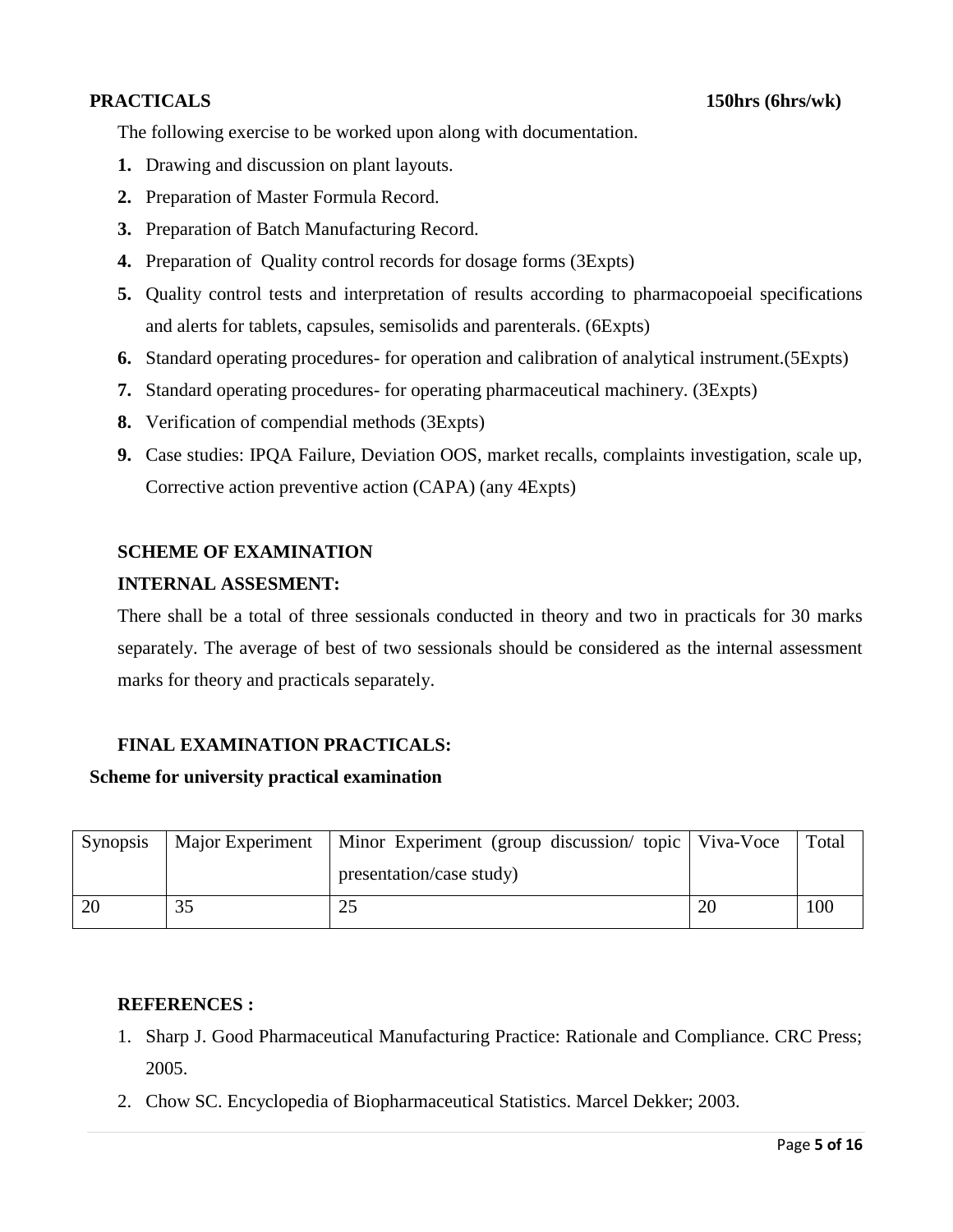**PRACTICALS** **150hrs (6hrs/wk)**

The following exercise to be worked upon along with documentation.

1. Drawing and discussion on plant layouts.
2. Preparation of Master Formula Record.
3. Preparation of Batch Manufacturing Record.
4. Preparation of Quality control records for dosage forms (3Expts)
5. Quality control tests and interpretation of results according to pharmacopoeial specifications and alerts for tablets, capsules, semisolids and parenterals. (6Expts)
6. Standard operating procedures- for operation and calibration of analytical instrument.(5Expts)
7. Standard operating procedures- for operating pharmaceutical machinery. (3Expts)
8. Verification of compendial methods (3Expts)
9. Case studies: IPQA Failure, Deviation OOS, market recalls, complaints investigation, scale up, Corrective action preventive action (CAPA) (any 4Expts)

**SCHEME OF EXAMINATION**

**INTERNAL ASSESMENT:**

There shall be a total of three sessionals conducted in theory and two in practicals for 30 marks separately. The average of best of two sessionals should be considered as the internal assessment marks for theory and practicals separately.

**FINAL EXAMINATION PRACTICALS:**

**Scheme for university practical examination**

| Synopsis | Major Experiment | Minor Experiment (group discussion/ topic presentation/case study) | Viva-Voce | Total |
|---|---|---|---|---|
| 20 | 35 | 25 | 20 | 100 |

**REFERENCES :**

1. Sharp J. Good Pharmaceutical Manufacturing Practice: Rationale and Compliance. CRC Press; 2005.
2. Chow SC. Encyclopedia of Biopharmaceutical Statistics. Marcel Dekker; 2003.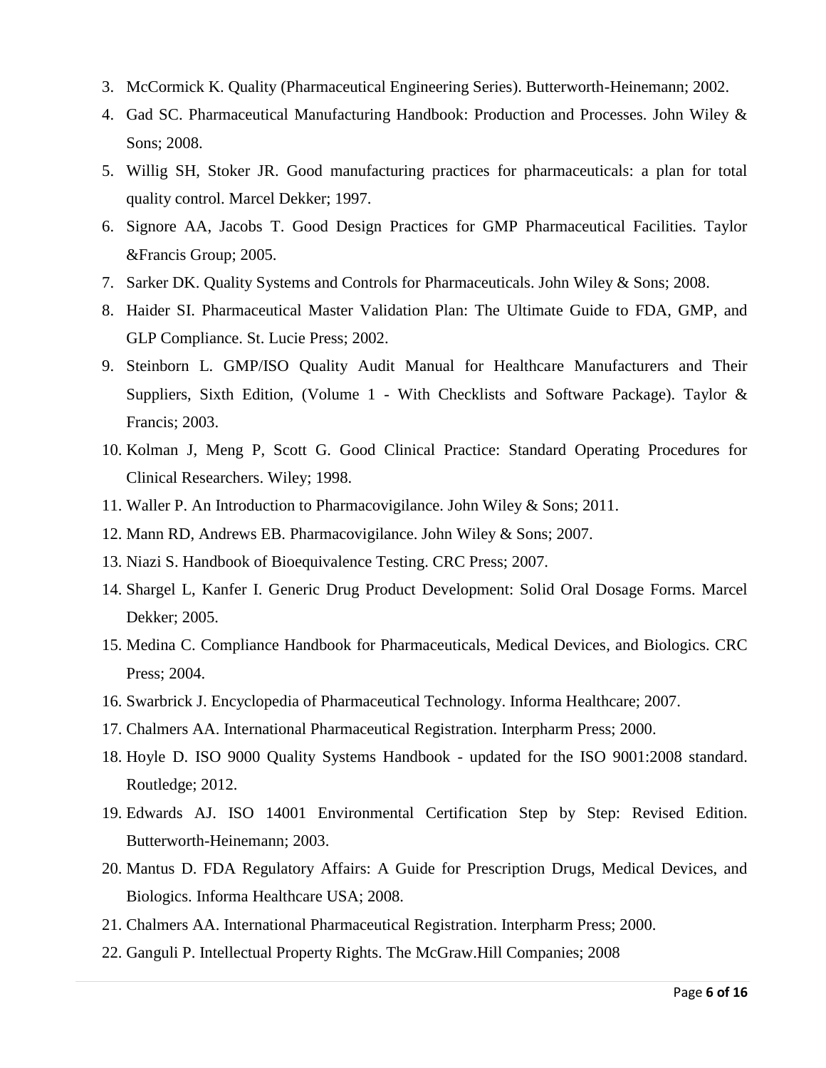3. McCormick K. Quality (Pharmaceutical Engineering Series). Butterworth-Heinemann; 2002.
4. Gad SC. Pharmaceutical Manufacturing Handbook: Production and Processes. John Wiley & Sons; 2008.
5. Willig SH, Stoker JR. Good manufacturing practices for pharmaceuticals: a plan for total quality control. Marcel Dekker; 1997.
6. Signore AA, Jacobs T. Good Design Practices for GMP Pharmaceutical Facilities. Taylor &Francis Group; 2005.
7. Sarker DK. Quality Systems and Controls for Pharmaceuticals. John Wiley & Sons; 2008.
8. Haider SI. Pharmaceutical Master Validation Plan: The Ultimate Guide to FDA, GMP, and GLP Compliance. St. Lucie Press; 2002.
9. Steinborn L. GMP/ISO Quality Audit Manual for Healthcare Manufacturers and Their Suppliers, Sixth Edition, (Volume 1 - With Checklists and Software Package). Taylor & Francis; 2003.
10. Kolman J, Meng P, Scott G. Good Clinical Practice: Standard Operating Procedures for Clinical Researchers. Wiley; 1998.
11. Waller P. An Introduction to Pharmacovigilance. John Wiley & Sons; 2011.
12. Mann RD, Andrews EB. Pharmacovigilance. John Wiley & Sons; 2007.
13. Niazi S. Handbook of Bioequivalence Testing. CRC Press; 2007.
14. Shargel L, Kanfer I. Generic Drug Product Development: Solid Oral Dosage Forms. Marcel Dekker; 2005.
15. Medina C. Compliance Handbook for Pharmaceuticals, Medical Devices, and Biologics. CRC Press; 2004.
16. Swarbrick J. Encyclopedia of Pharmaceutical Technology. Informa Healthcare; 2007.
17. Chalmers AA. International Pharmaceutical Registration. Interpharm Press; 2000.
18. Hoyle D. ISO 9000 Quality Systems Handbook - updated for the ISO 9001:2008 standard. Routledge; 2012.
19. Edwards AJ. ISO 14001 Environmental Certification Step by Step: Revised Edition. Butterworth-Heinemann; 2003.
20. Mantus D. FDA Regulatory Affairs: A Guide for Prescription Drugs, Medical Devices, and Biologics. Informa Healthcare USA; 2008.
21. Chalmers AA. International Pharmaceutical Registration. Interpharm Press; 2000.
22. Ganguli P. Intellectual Property Rights. The McGraw.Hill Companies; 2008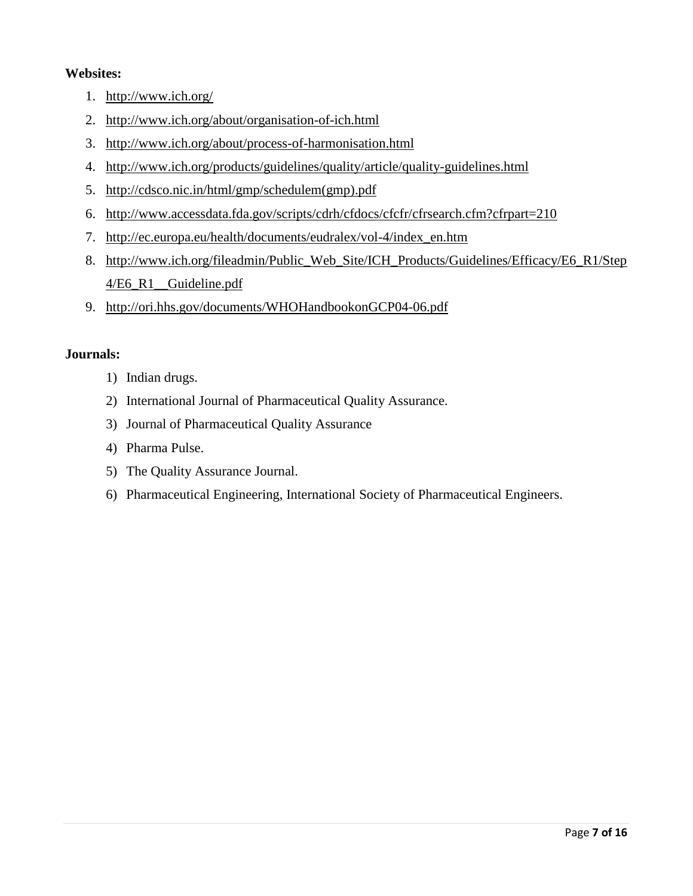**Websites:**

1. http://www.ich.org/
2. http://www.ich.org/about/organisation-of-ich.html
3. http://www.ich.org/about/process-of-harmonisation.html
4. http://www.ich.org/products/guidelines/quality/article/quality-guidelines.html
5. http://cdsco.nic.in/html/gmp/schedulem(gmp).pdf
6. http://www.accessdata.fda.gov/scripts/cdrh/cfdocs/cfcfr/cfrsearch.cfm?cfrpart=210
7. http://ec.europa.eu/health/documents/eudralex/vol-4/index_en.htm
8. http://www.ich.org/fileadmin/Public_Web_Site/ICH_Products/Guidelines/Efficacy/E6_R1/Step4/E6_R1__Guideline.pdf
9. http://ori.hhs.gov/documents/WHOHandbookonGCP04-06.pdf

**Journals:**

1) Indian drugs.
2) International Journal of Pharmaceutical Quality Assurance.
3) Journal of Pharmaceutical Quality Assurance
4) Pharma Pulse.
5) The Quality Assurance Journal.
6) Pharmaceutical Engineering, International Society of Pharmaceutical Engineers.